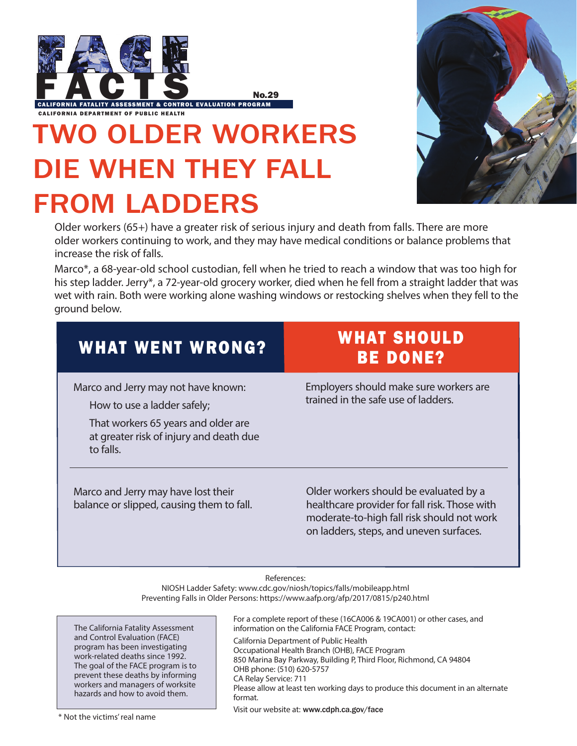# FACE FACTS

No.29

CALIFORNIA FATALITY ASSESSMENT & CONTROL EVALUATION PROGRAM

CALIFORNIA DEPARTMENT OF PUBLIC HEALTH

# TWO OLDER WORKERS DIE WHEN THEY FALL FROM LADDERS

Older workers (65+) have a greater risk of serious injury and death from falls. There are more older workers continuing to work, and they may have medical conditions or balance problems that increase the risk of falls.

Marco*, a 68-year-old school custodian, fell when he tried to reach a window that was too high for his step ladder. Jerry*, a 72-year-old grocery worker, died when he fell from a straight ladder that was wet with rain. Both were working alone washing windows or restocking shelves when they fell to the ground below.

| WHAT WENT WRONG? | WHAT SHOULD BE DONE? |
|---|---|
| Marco and Jerry may not have known:<br>How to use a ladder safely;<br>That workers 65 years and older are at greater risk of injury and death due to falls. | Employers should make sure workers are trained in the safe use of ladders. |
| Marco and Jerry may have lost their balance or slipped, causing them to fall. | Older workers should be evaluated by a healthcare provider for fall risk. Those with moderate-to-high fall risk should not work on ladders, steps, and uneven surfaces. |

References:
NIOSH Ladder Safety: www.cdc.gov/niosh/topics/falls/mobileapp.html
Preventing Falls in Older Persons: https://www.aafp.org/afp/2017/0815/p240.html

The California Fatality Assessment and Control Evaluation (FACE) program has been investigating work-related deaths since 1992. The goal of the FACE program is to prevent these deaths by informing workers and managers of worksite hazards and how to avoid them.

For a complete report of these (16CA006 & 19CA001) or other cases, and information on the California FACE Program, contact:

California Department of Public Health
Occupational Health Branch (OHB), FACE Program
850 Marina Bay Parkway, Building P, Third Floor, Richmond, CA 94804
OHB phone: (510) 620-5757
CA Relay Service: 711
Please allow at least ten working days to produce this document in an alternate format.

Visit our website at: **www.cdph.ca.gov/face**

\* Not the victims' real name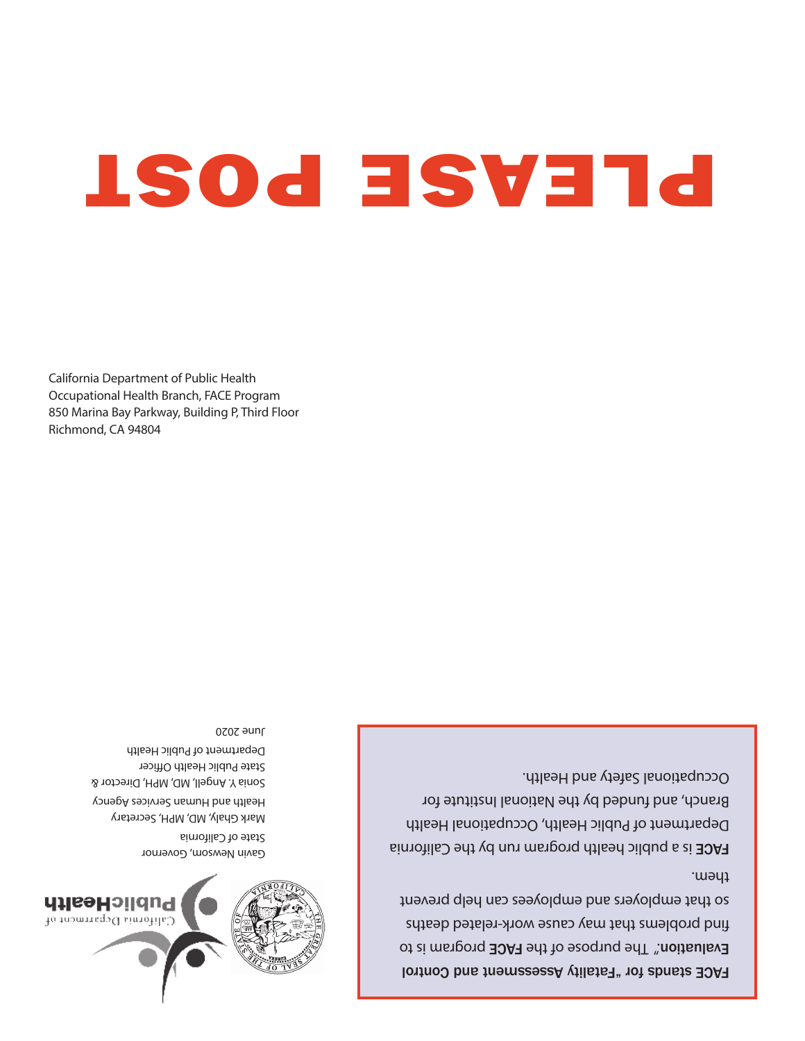# PLEASE POST

California Department of Public Health
Occupational Health Branch, FACE Program
850 Marina Bay Parkway, Building P, Third Floor
Richmond, CA 94804

**FACE stands for "Fatality Assessment and Control Evaluation."** The purpose of the **FACE** program is to find problems that may cause work-related deaths so that employers and employees can help prevent them.

**FACE** is a public health program run by the California Department of Public Health, Occupational Health Branch, and funded by the National Institute for Occupational Safety and Health.

California Department of PublicHealth

Gavin Newsom, Governor
State of California

Mark Ghaly, MD, MPH, Secretary
Health and Human Services Agency

Sonia Y. Angell, MD, MPH, Director &
State Public Health Officer
Department of Public Health

June 2020